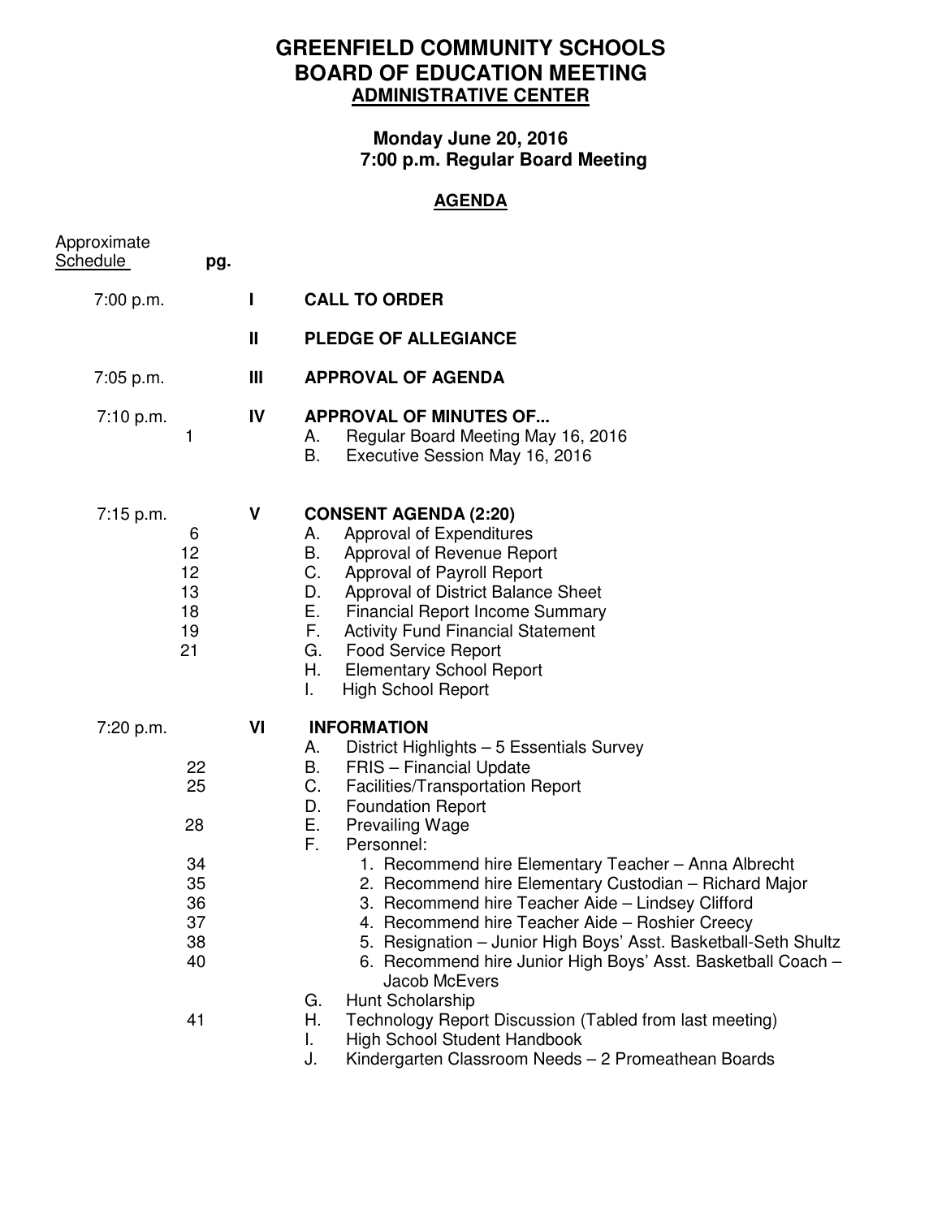# GREENFIELD COMMUNITY SCHOOLS
# BOARD OF EDUCATION MEETING
## ADMINISTRATIVE CENTER

**Monday June 20, 2016**
**7:00 p.m. Regular Board Meeting**

## AGENDA

| Approximate Schedule | pg. | | |
|---|---|---|---|
| 7:00 p.m. | | I | **CALL TO ORDER** |
| | | II | **PLEDGE OF ALLEGIANCE** |
| 7:05 p.m. | | III | **APPROVAL OF AGENDA** |
| 7:10 p.m. | | IV | **APPROVAL OF MINUTES OF...** |
| | 1 | | A. Regular Board Meeting May 16, 2016 |
| | | | B. Executive Session May 16, 2016 |
| 7:15 p.m. | | V | **CONSENT AGENDA (2:20)** |
| | 6 | | A. Approval of Expenditures |
| | 12 | | B. Approval of Revenue Report |
| | 12 | | C. Approval of Payroll Report |
| | 13 | | D. Approval of District Balance Sheet |
| | 18 | | E. Financial Report Income Summary |
| | 19 | | F. Activity Fund Financial Statement |
| | 21 | | G. Food Service Report |
| | | | H. Elementary School Report |
| | | | I. High School Report |
| 7:20 p.m. | | VI | **INFORMATION** |
| | | | A. District Highlights – 5 Essentials Survey |
| | 22 | | B. FRIS – Financial Update |
| | 25 | | C. Facilities/Transportation Report |
| | | | D. Foundation Report |
| | 28 | | E. Prevailing Wage |
| | | | F. Personnel: |
| | 34 | | 1. Recommend hire Elementary Teacher – Anna Albrecht |
| | 35 | | 2. Recommend hire Elementary Custodian – Richard Major |
| | 36 | | 3. Recommend hire Teacher Aide – Lindsey Clifford |
| | 37 | | 4. Recommend hire Teacher Aide – Roshier Creecy |
| | 38 | | 5. Resignation – Junior High Boys' Asst. Basketball-Seth Shultz |
| | 40 | | 6. Recommend hire Junior High Boys' Asst. Basketball Coach – Jacob McEvers |
| | | | G. Hunt Scholarship |
| | 41 | | H. Technology Report Discussion (Tabled from last meeting) |
| | | | I. High School Student Handbook |
| | | | J. Kindergarten Classroom Needs – 2 Promeathean Boards |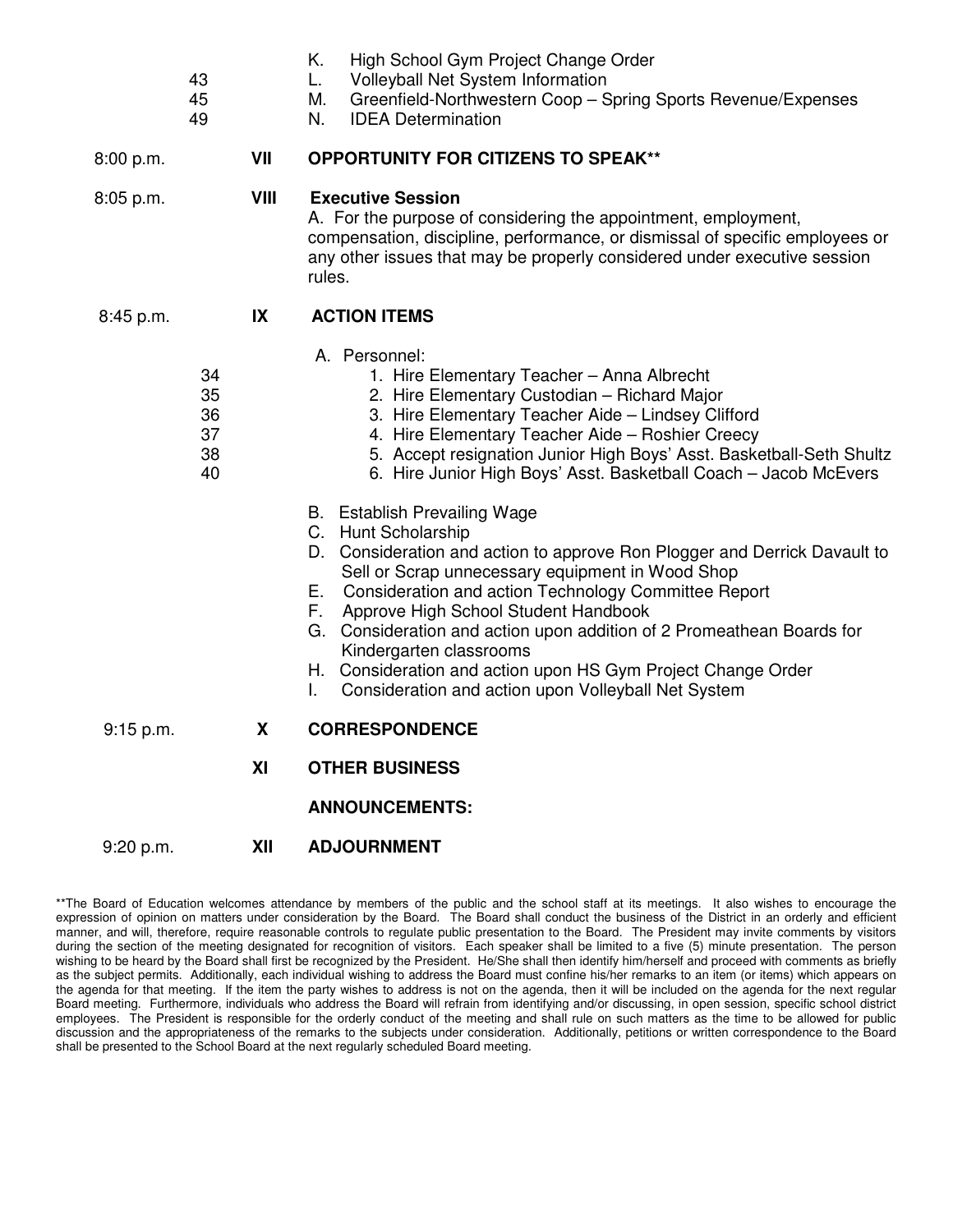|  |  |  |  |
|---|---|---|---|
|  |  |  | K. High School Gym Project Change Order |
|  | 43 |  | L. Volleyball Net System Information |
|  | 45 |  | M. Greenfield-Northwestern Coop – Spring Sports Revenue/Expenses |
|  | 49 |  | N. IDEA Determination |
| 8:00 p.m. |  | **VII** | **OPPORTUNITY FOR CITIZENS TO SPEAK**** |
| 8:05 p.m. |  | **VIII** | **Executive Session**<br>A. For the purpose of considering the appointment, employment, compensation, discipline, performance, or dismissal of specific employees or any other issues that may be properly considered under executive session rules. |
| 8:45 p.m. |  | **IX** | **ACTION ITEMS** |
|  |  |  | A. Personnel: |
|  | 34 |  | 1. Hire Elementary Teacher – Anna Albrecht |
|  | 35 |  | 2. Hire Elementary Custodian – Richard Major |
|  | 36 |  | 3. Hire Elementary Teacher Aide – Lindsey Clifford |
|  | 37 |  | 4. Hire Elementary Teacher Aide – Roshier Creecy |
|  | 38 |  | 5. Accept resignation Junior High Boys' Asst. Basketball-Seth Shultz |
|  | 40 |  | 6. Hire Junior High Boys' Asst. Basketball Coach – Jacob McEvers |
|  |  |  | B. Establish Prevailing Wage |
|  |  |  | C. Hunt Scholarship |
|  |  |  | D. Consideration and action to approve Ron Plogger and Derrick Davault to Sell or Scrap unnecessary equipment in Wood Shop |
|  |  |  | E. Consideration and action Technology Committee Report |
|  |  |  | F. Approve High School Student Handbook |
|  |  |  | G. Consideration and action upon addition of 2 Promeathean Boards for Kindergarten classrooms |
|  |  |  | H. Consideration and action upon HS Gym Project Change Order |
|  |  |  | I. Consideration and action upon Volleyball Net System |
| 9:15 p.m. |  | **X** | **CORRESPONDENCE** |
|  |  | **XI** | **OTHER BUSINESS** |
|  |  |  | **ANNOUNCEMENTS:** |
| 9:20 p.m. |  | **XII** | **ADJOURNMENT** |

**The Board of Education welcomes attendance by members of the public and the school staff at its meetings. It also wishes to encourage the expression of opinion on matters under consideration by the Board. The Board shall conduct the business of the District in an orderly and efficient manner, and will, therefore, require reasonable controls to regulate public presentation to the Board. The President may invite comments by visitors during the section of the meeting designated for recognition of visitors. Each speaker shall be limited to a five (5) minute presentation. The person wishing to be heard by the Board shall first be recognized by the President. He/She shall then identify him/herself and proceed with comments as briefly as the subject permits. Additionally, each individual wishing to address the Board must confine his/her remarks to an item (or items) which appears on the agenda for that meeting. If the item the party wishes to address is not on the agenda, then it will be included on the agenda for the next regular Board meeting. Furthermore, individuals who address the Board will refrain from identifying and/or discussing, in open session, specific school district employees. The President is responsible for the orderly conduct of the meeting and shall rule on such matters as the time to be allowed for public discussion and the appropriateness of the remarks to the subjects under consideration. Additionally, petitions or written correspondence to the Board shall be presented to the School Board at the next regularly scheduled Board meeting.